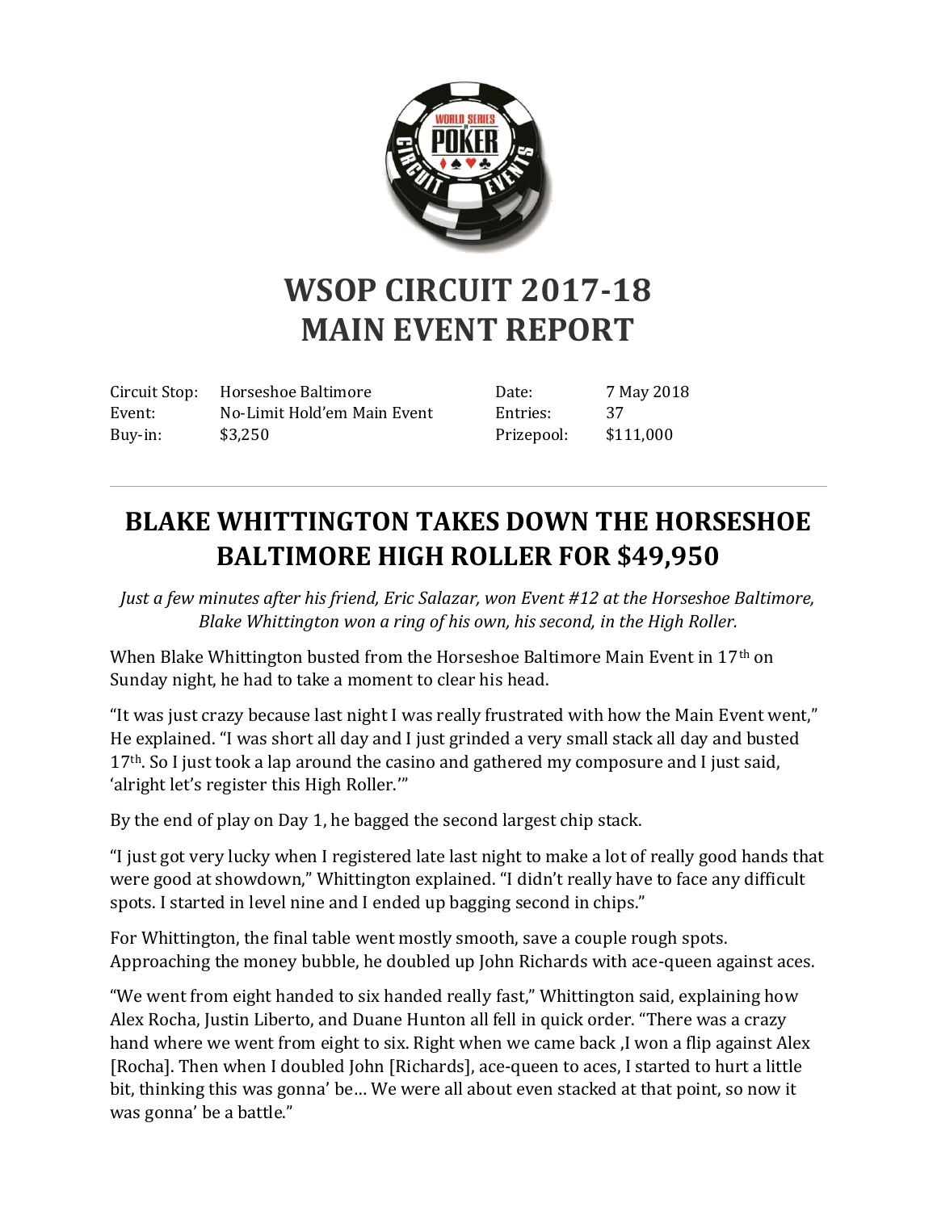# WSOP CIRCUIT 2017-18
# MAIN EVENT REPORT

| | | | |
|---|---|---|---|
| Circuit Stop: | Horseshoe Baltimore | Date: | 7 May 2018 |
| Event: | No-Limit Hold'em Main Event | Entries: | 37 |
| Buy-in: | \$3,250 | Prizepool: | \$111,000 |

---

## BLAKE WHITTINGTON TAKES DOWN THE HORSESHOE BALTIMORE HIGH ROLLER FOR $49,950

*Just a few minutes after his friend, Eric Salazar, won Event #12 at the Horseshoe Baltimore, Blake Whittington won a ring of his own, his second, in the High Roller.*

When Blake Whittington busted from the Horseshoe Baltimore Main Event in 17th on Sunday night, he had to take a moment to clear his head.

"It was just crazy because last night I was really frustrated with how the Main Event went," He explained. "I was short all day and I just grinded a very small stack all day and busted 17th. So I just took a lap around the casino and gathered my composure and I just said, 'alright let's register this High Roller.'"

By the end of play on Day 1, he bagged the second largest chip stack.

"I just got very lucky when I registered late last night to make a lot of really good hands that were good at showdown," Whittington explained. "I didn't really have to face any difficult spots. I started in level nine and I ended up bagging second in chips."

For Whittington, the final table went mostly smooth, save a couple rough spots. Approaching the money bubble, he doubled up John Richards with ace-queen against aces.

"We went from eight handed to six handed really fast," Whittington said, explaining how Alex Rocha, Justin Liberto, and Duane Hunton all fell in quick order. "There was a crazy hand where we went from eight to six. Right when we came back ,I won a flip against Alex [Rocha]. Then when I doubled John [Richards], ace-queen to aces, I started to hurt a little bit, thinking this was gonna' be… We were all about even stacked at that point, so now it was gonna' be a battle."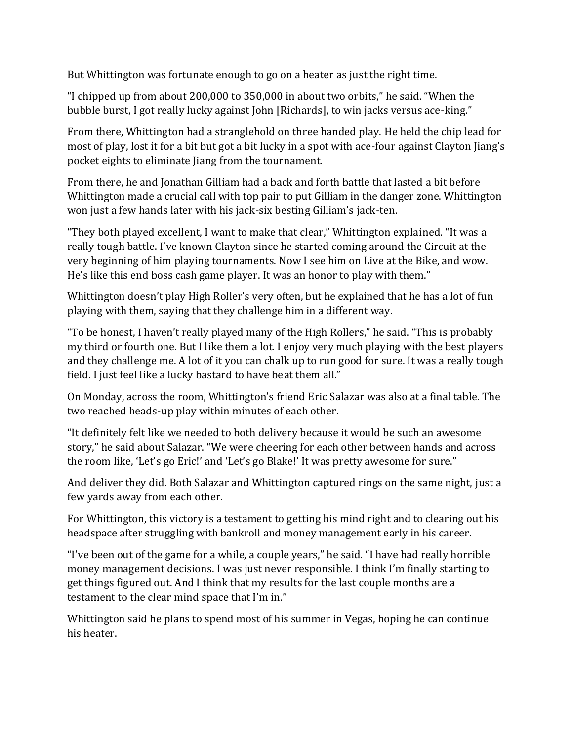But Whittington was fortunate enough to go on a heater as just the right time.

"I chipped up from about 200,000 to 350,000 in about two orbits," he said. "When the bubble burst, I got really lucky against John [Richards], to win jacks versus ace-king."

From there, Whittington had a stranglehold on three handed play. He held the chip lead for most of play, lost it for a bit but got a bit lucky in a spot with ace-four against Clayton Jiang's pocket eights to eliminate Jiang from the tournament.

From there, he and Jonathan Gilliam had a back and forth battle that lasted a bit before Whittington made a crucial call with top pair to put Gilliam in the danger zone. Whittington won just a few hands later with his jack-six besting Gilliam's jack-ten.

"They both played excellent, I want to make that clear," Whittington explained. "It was a really tough battle. I've known Clayton since he started coming around the Circuit at the very beginning of him playing tournaments. Now I see him on Live at the Bike, and wow. He's like this end boss cash game player. It was an honor to play with them."

Whittington doesn't play High Roller's very often, but he explained that he has a lot of fun playing with them, saying that they challenge him in a different way.

"To be honest, I haven't really played many of the High Rollers," he said. "This is probably my third or fourth one. But I like them a lot. I enjoy very much playing with the best players and they challenge me. A lot of it you can chalk up to run good for sure. It was a really tough field. I just feel like a lucky bastard to have beat them all."

On Monday, across the room, Whittington's friend Eric Salazar was also at a final table. The two reached heads-up play within minutes of each other.

"It definitely felt like we needed to both delivery because it would be such an awesome story," he said about Salazar. "We were cheering for each other between hands and across the room like, 'Let's go Eric!' and 'Let's go Blake!' It was pretty awesome for sure."

And deliver they did. Both Salazar and Whittington captured rings on the same night, just a few yards away from each other.

For Whittington, this victory is a testament to getting his mind right and to clearing out his headspace after struggling with bankroll and money management early in his career.

"I've been out of the game for a while, a couple years," he said. "I have had really horrible money management decisions. I was just never responsible. I think I'm finally starting to get things figured out. And I think that my results for the last couple months are a testament to the clear mind space that I'm in."

Whittington said he plans to spend most of his summer in Vegas, hoping he can continue his heater.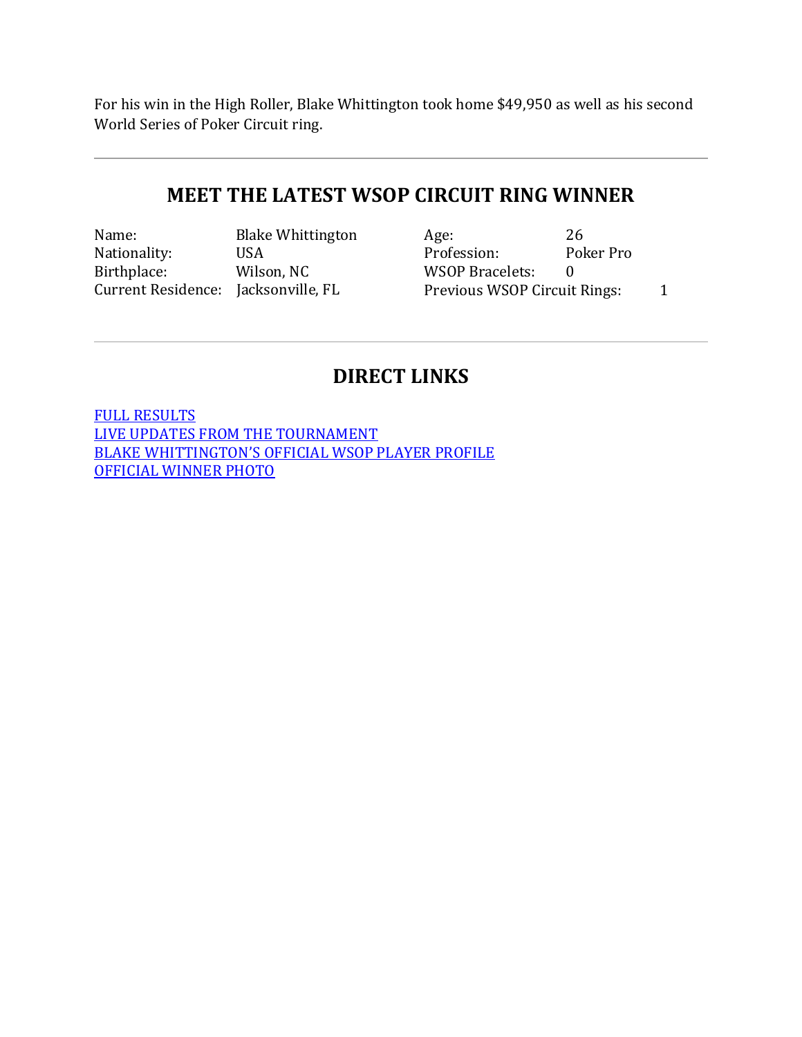For his win in the High Roller, Blake Whittington took home $49,950 as well as his second World Series of Poker Circuit ring.

---

## MEET THE LATEST WSOP CIRCUIT RING WINNER

| | | | |
|---|---|---|---|
| Name: | Blake Whittington | Age: | 26 |
| Nationality: | USA | Profession: | Poker Pro |
| Birthplace: | Wilson, NC | WSOP Bracelets: | 0 |
| Current Residence: | Jacksonville, FL | Previous WSOP Circuit Rings: | 1 |

---

## DIRECT LINKS

FULL RESULTS
LIVE UPDATES FROM THE TOURNAMENT
BLAKE WHITTINGTON'S OFFICIAL WSOP PLAYER PROFILE
OFFICIAL WINNER PHOTO